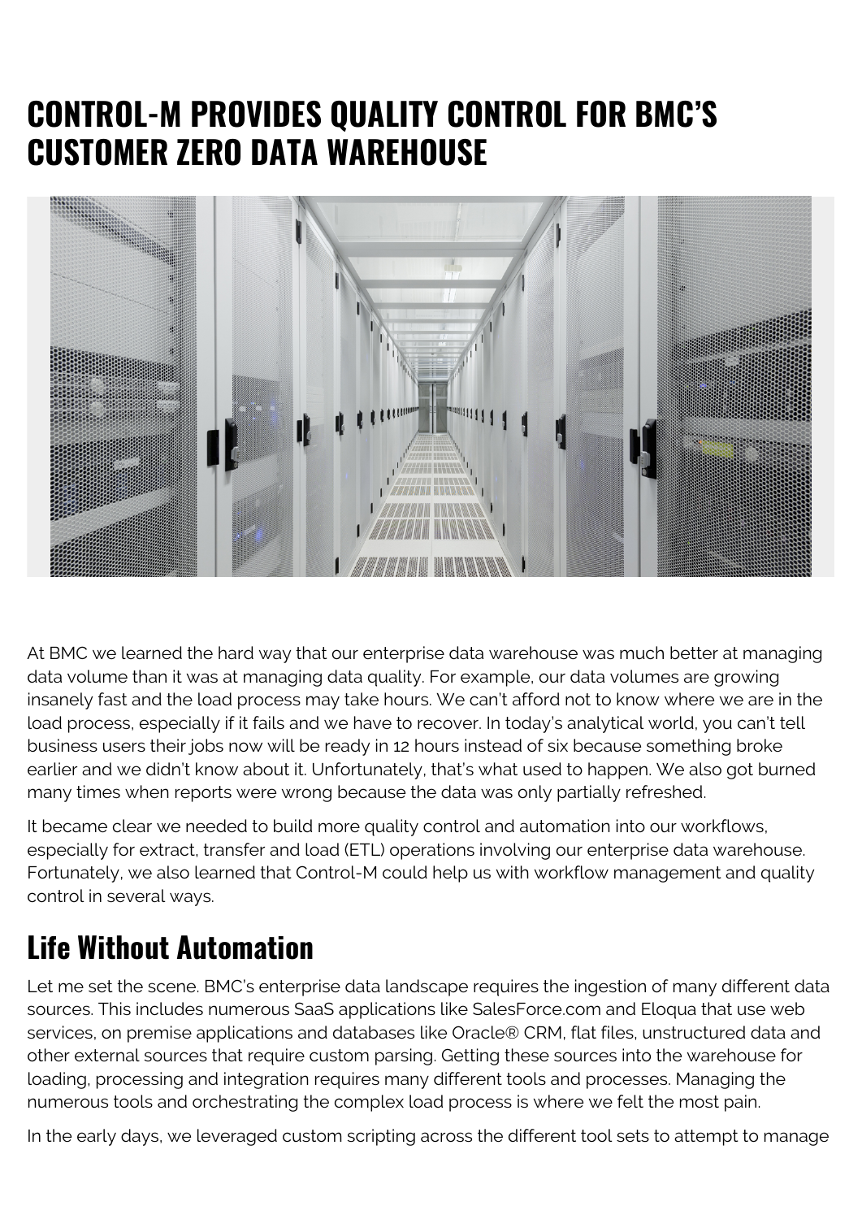# CONTROL-M PROVIDES QUALITY CONTROL FOR BMC'S CUSTOMER ZERO DATA WAREHOUSE

At BMC we learned the hard way that our enterprise data warehouse was much better at managing data volume than it was at managing data quality. For example, our data volumes are growing insanely fast and the load process may take hours. We can't afford not to know where we are in the load process, especially if it fails and we have to recover. In today's analytical world, you can't tell business users their jobs now will be ready in 12 hours instead of six because something broke earlier and we didn't know about it. Unfortunately, that's what used to happen. We also got burned many times when reports were wrong because the data was only partially refreshed.

It became clear we needed to build more quality control and automation into our workflows, especially for extract, transfer and load (ETL) operations involving our enterprise data warehouse. Fortunately, we also learned that Control-M could help us with workflow management and quality control in several ways.

## Life Without Automation

Let me set the scene. BMC's enterprise data landscape requires the ingestion of many different data sources. This includes numerous SaaS applications like SalesForce.com and Eloqua that use web services, on premise applications and databases like Oracle® CRM, flat files, unstructured data and other external sources that require custom parsing. Getting these sources into the warehouse for loading, processing and integration requires many different tools and processes. Managing the numerous tools and orchestrating the complex load process is where we felt the most pain.

In the early days, we leveraged custom scripting across the different tool sets to attempt to manage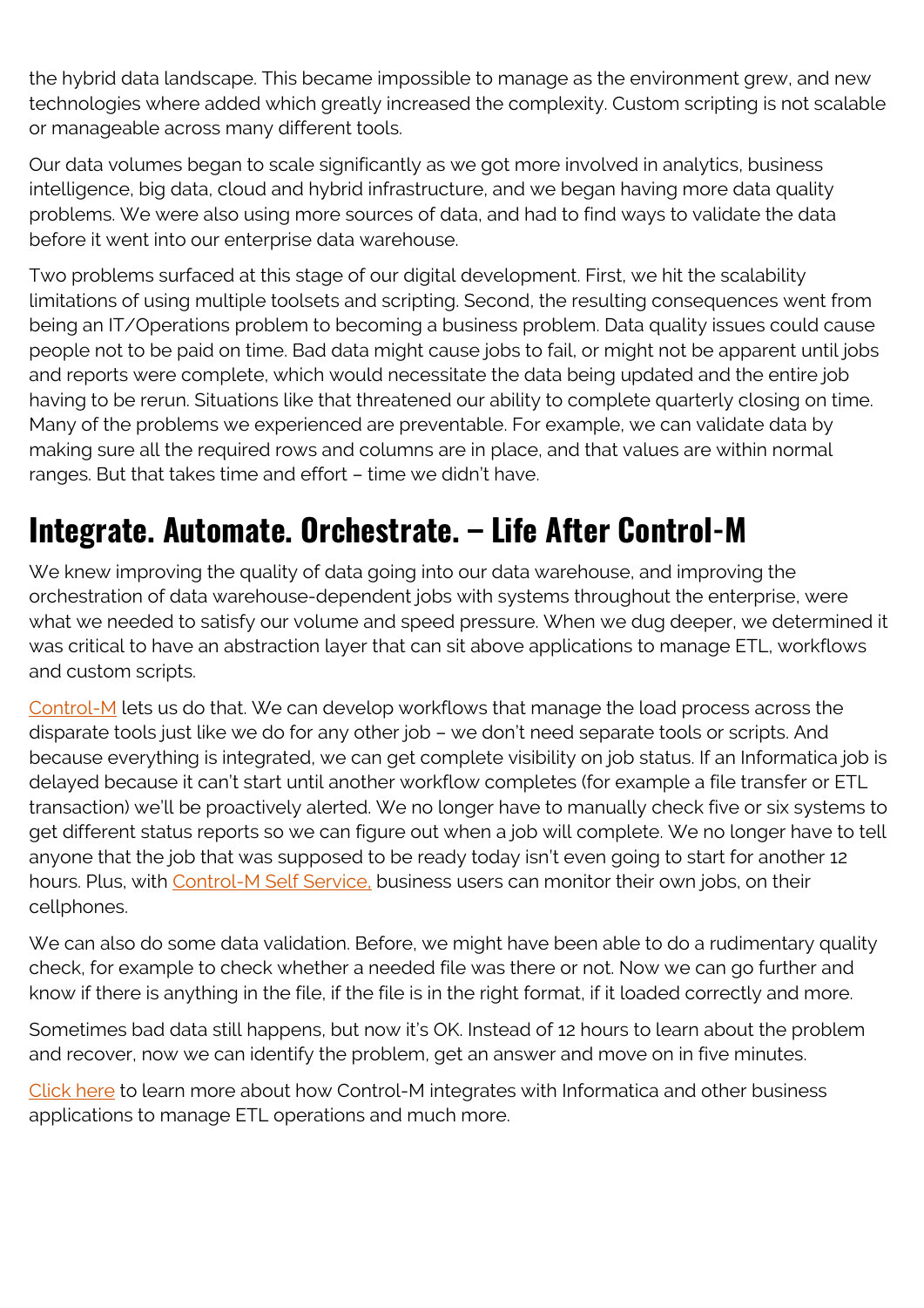the hybrid data landscape. This became impossible to manage as the environment grew, and new technologies where added which greatly increased the complexity. Custom scripting is not scalable or manageable across many different tools.

Our data volumes began to scale significantly as we got more involved in analytics, business intelligence, big data, cloud and hybrid infrastructure, and we began having more data quality problems. We were also using more sources of data, and had to find ways to validate the data before it went into our enterprise data warehouse.

Two problems surfaced at this stage of our digital development. First, we hit the scalability limitations of using multiple toolsets and scripting. Second, the resulting consequences went from being an IT/Operations problem to becoming a business problem. Data quality issues could cause people not to be paid on time. Bad data might cause jobs to fail, or might not be apparent until jobs and reports were complete, which would necessitate the data being updated and the entire job having to be rerun. Situations like that threatened our ability to complete quarterly closing on time. Many of the problems we experienced are preventable. For example, we can validate data by making sure all the required rows and columns are in place, and that values are within normal ranges. But that takes time and effort – time we didn't have.

## Integrate. Automate. Orchestrate. – Life After Control-M

We knew improving the quality of data going into our data warehouse, and improving the orchestration of data warehouse-dependent jobs with systems throughout the enterprise, were what we needed to satisfy our volume and speed pressure. When we dug deeper, we determined it was critical to have an abstraction layer that can sit above applications to manage ETL, workflows and custom scripts.

Control-M lets us do that. We can develop workflows that manage the load process across the disparate tools just like we do for any other job – we don't need separate tools or scripts. And because everything is integrated, we can get complete visibility on job status. If an Informatica job is delayed because it can't start until another workflow completes (for example a file transfer or ETL transaction) we'll be proactively alerted. We no longer have to manually check five or six systems to get different status reports so we can figure out when a job will complete. We no longer have to tell anyone that the job that was supposed to be ready today isn't even going to start for another 12 hours. Plus, with Control-M Self Service, business users can monitor their own jobs, on their cellphones.

We can also do some data validation. Before, we might have been able to do a rudimentary quality check, for example to check whether a needed file was there or not. Now we can go further and know if there is anything in the file, if the file is in the right format, if it loaded correctly and more.

Sometimes bad data still happens, but now it's OK. Instead of 12 hours to learn about the problem and recover, now we can identify the problem, get an answer and move on in five minutes.

Click here to learn more about how Control-M integrates with Informatica and other business applications to manage ETL operations and much more.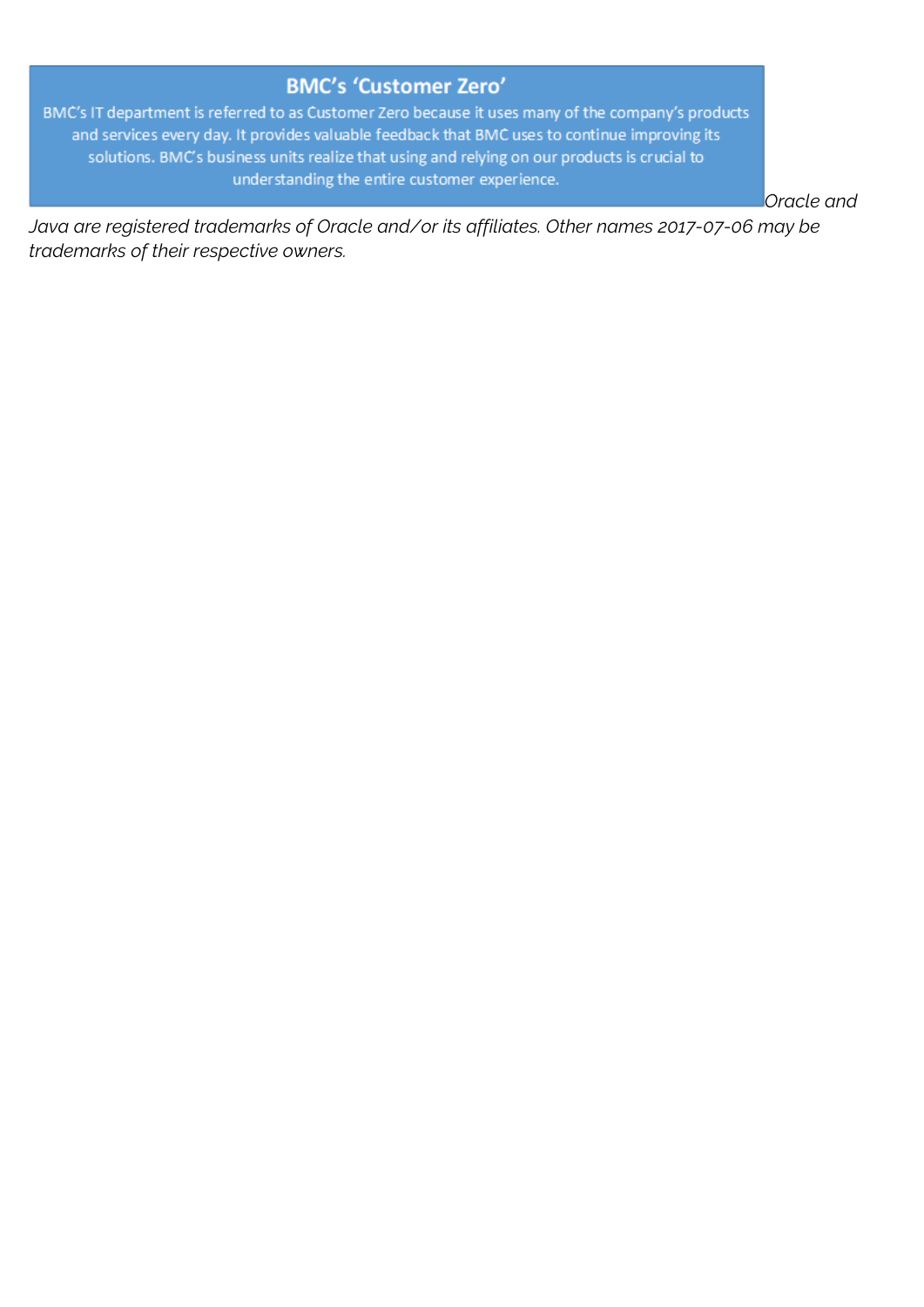**BMC's 'Customer Zero'**

BMC's IT department is referred to as Customer Zero because it uses many of the company's products and services every day. It provides valuable feedback that BMC uses to continue improving its solutions. BMC's business units realize that using and relying on our products is crucial to understanding the entire customer experience.

*Oracle and Java are registered trademarks of Oracle and/or its affiliates. Other names 2017-07-06 may be trademarks of their respective owners.*